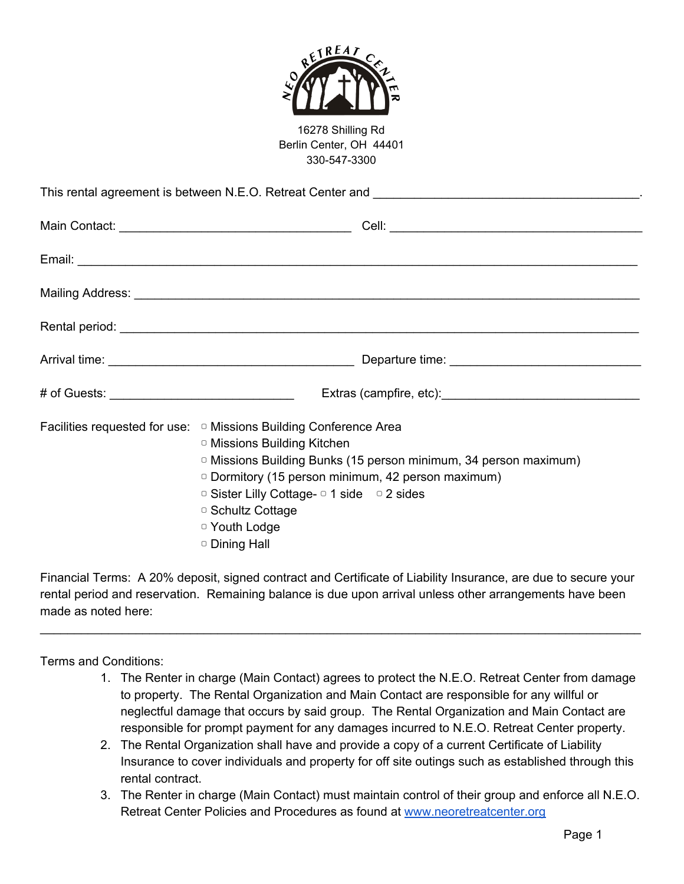NEO RETREAT CENTER

16278 Shilling Rd
Berlin Center, OH 44401
330-547-3300

This rental agreement is between N.E.O. Retreat Center and ________________________________________.

Main Contact: ___________________________________ Cell: ______________________________________

Email: ______________________________________________________________________________

Mailing Address: _________________________________________________________________________

Rental period: ___________________________________________________________________________

Arrival time: _____________________________________ Departure time: ____________________________

\# of Guests: ____________________________ Extras (campfire, etc):_____________________________

Facilities requested for use:
- ▢ Missions Building Conference Area
- ▢ Missions Building Kitchen
- ▢ Missions Building Bunks (15 person minimum, 34 person maximum)
- ▢ Dormitory (15 person minimum, 42 person maximum)
- ▢ Sister Lilly Cottage- ▢ 1 side ▢ 2 sides
- ▢ Schultz Cottage
- ▢ Youth Lodge
- ▢ Dining Hall

Financial Terms: A 20% deposit, signed contract and Certificate of Liability Insurance, are due to secure your rental period and reservation. Remaining balance is due upon arrival unless other arrangements have been made as noted here:

______________________________________________________________________________________

Terms and Conditions:

1. The Renter in charge (Main Contact) agrees to protect the N.E.O. Retreat Center from damage to property. The Rental Organization and Main Contact are responsible for any willful or neglectful damage that occurs by said group. The Rental Organization and Main Contact are responsible for prompt payment for any damages incurred to N.E.O. Retreat Center property.
2. The Rental Organization shall have and provide a copy of a current Certificate of Liability Insurance to cover individuals and property for off site outings such as established through this rental contract.
3. The Renter in charge (Main Contact) must maintain control of their group and enforce all N.E.O. Retreat Center Policies and Procedures as found at [www.neoretreatcenter.org](http://www.neoretreatcenter.org)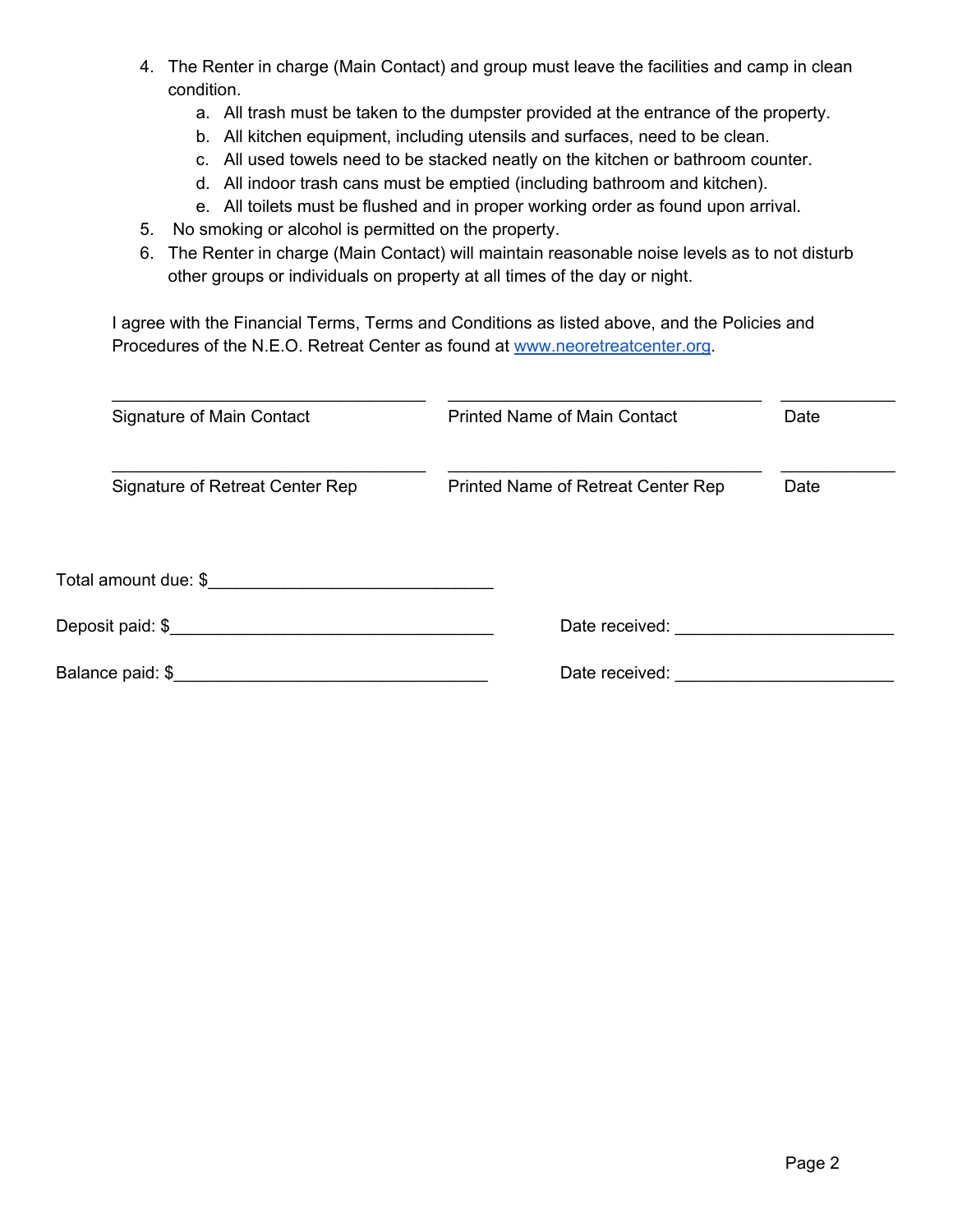4. The Renter in charge (Main Contact) and group must leave the facilities and camp in clean condition.
    a. All trash must be taken to the dumpster provided at the entrance of the property.
    b. All kitchen equipment, including utensils and surfaces, need to be clean.
    c. All used towels need to be stacked neatly on the kitchen or bathroom counter.
    d. All indoor trash cans must be emptied (including bathroom and kitchen).
    e. All toilets must be flushed and in proper working order as found upon arrival.
5. No smoking or alcohol is permitted on the property.
6. The Renter in charge (Main Contact) will maintain reasonable noise levels as to not disturb other groups or individuals on property at all times of the day or night.

I agree with the Financial Terms, Terms and Conditions as listed above, and the Policies and Procedures of the N.E.O. Retreat Center as found at www.neoretreatcenter.org.

| | | |
|---|---|---|
| ______________________________ | ______________________________ | __________ |
| Signature of Main Contact | Printed Name of Main Contact | Date |
| ______________________________ | ______________________________ | __________ |
| Signature of Retreat Center Rep | Printed Name of Retreat Center Rep | Date |

Total amount due: $______________________________

Deposit paid: $__________________________________ Date received: ______________________

Balance paid: $_________________________________ Date received: ______________________